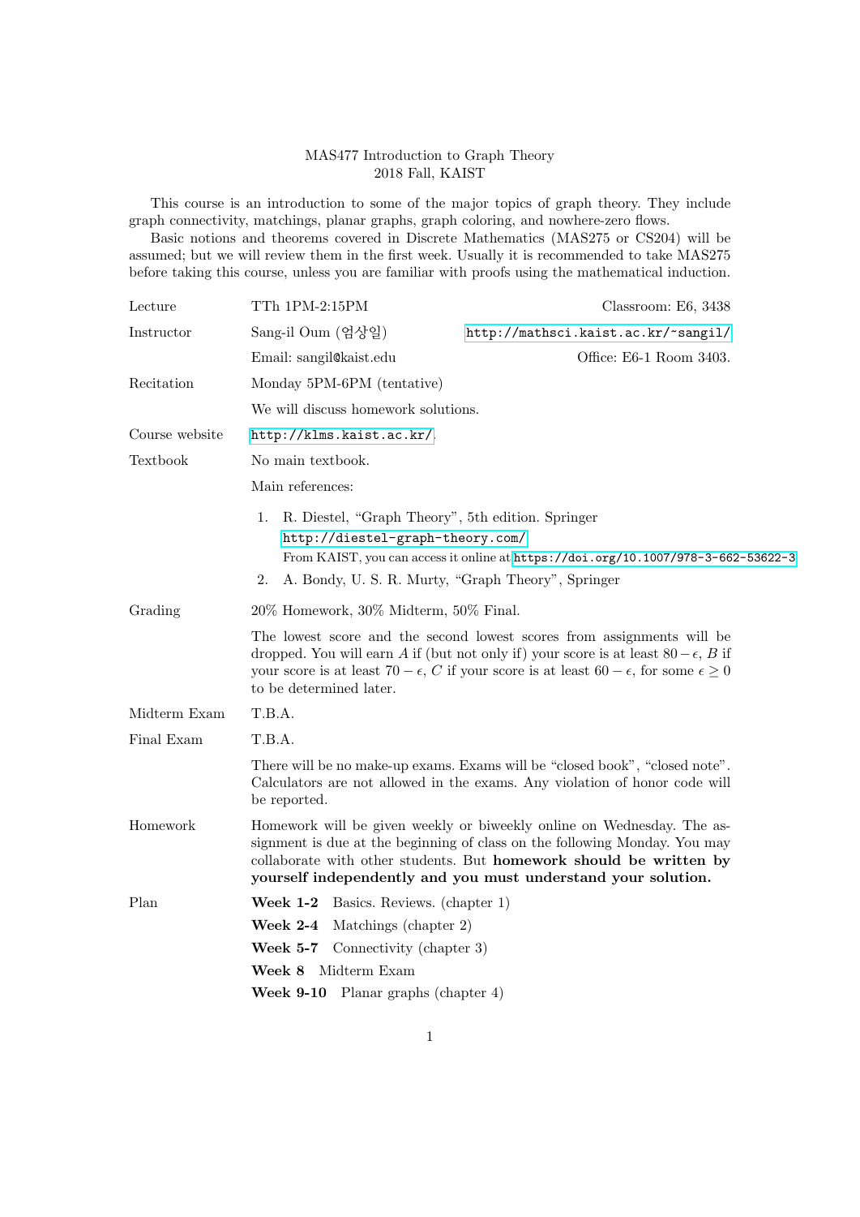# MAS477 Introduction to Graph Theory
## 2018 Fall, KAIST

This course is an introduction to some of the major topics of graph theory. They include graph connectivity, matchings, planar graphs, graph coloring, and nowhere-zero flows.

Basic notions and theorems covered in Discrete Mathematics (MAS275 or CS204) will be assumed; but we will review them in the first week. Usually it is recommended to take MAS275 before taking this course, unless you are familiar with proofs using the mathematical induction.

**Lecture**: TTh 1PM-2:15PM — Classroom: E6, 3438

**Instructor**: Sang-il Oum (엄상일) — http://mathsci.kaist.ac.kr/~sangil/

Email: sangil@kaist.edu — Office: E6-1 Room 3403.

**Recitation**: Monday 5PM-6PM (tentative)

We will discuss homework solutions.

**Course website**: http://klms.kaist.ac.kr/.

**Textbook**: No main textbook.

Main references:

1. R. Diestel, "Graph Theory", 5th edition. Springer
   http://diestel-graph-theory.com/
   From KAIST, you can access it online at https://doi.org/10.1007/978-3-662-53622-3
2. A. Bondy, U. S. R. Murty, "Graph Theory", Springer

**Grading**: 20% Homework, 30% Midterm, 50% Final.

The lowest score and the second lowest scores from assignments will be dropped. You will earn $A$ if (but not only if) your score is at least $80 - \epsilon$, $B$ if your score is at least $70 - \epsilon$, $C$ if your score is at least $60 - \epsilon$, for some $\epsilon \geq 0$ to be determined later.

**Midterm Exam**: T.B.A.

**Final Exam**: T.B.A.

There will be no make-up exams. Exams will be "closed book", "closed note". Calculators are not allowed in the exams. Any violation of honor code will be reported.

**Homework**: Homework will be given weekly or biweekly online on Wednesday. The assignment is due at the beginning of class on the following Monday. You may collaborate with other students. But **homework should be written by yourself independently and you must understand your solution.**

**Plan**:

- **Week 1-2** Basics. Reviews. (chapter 1)
- **Week 2-4** Matchings (chapter 2)
- **Week 5-7** Connectivity (chapter 3)
- **Week 8** Midterm Exam
- **Week 9-10** Planar graphs (chapter 4)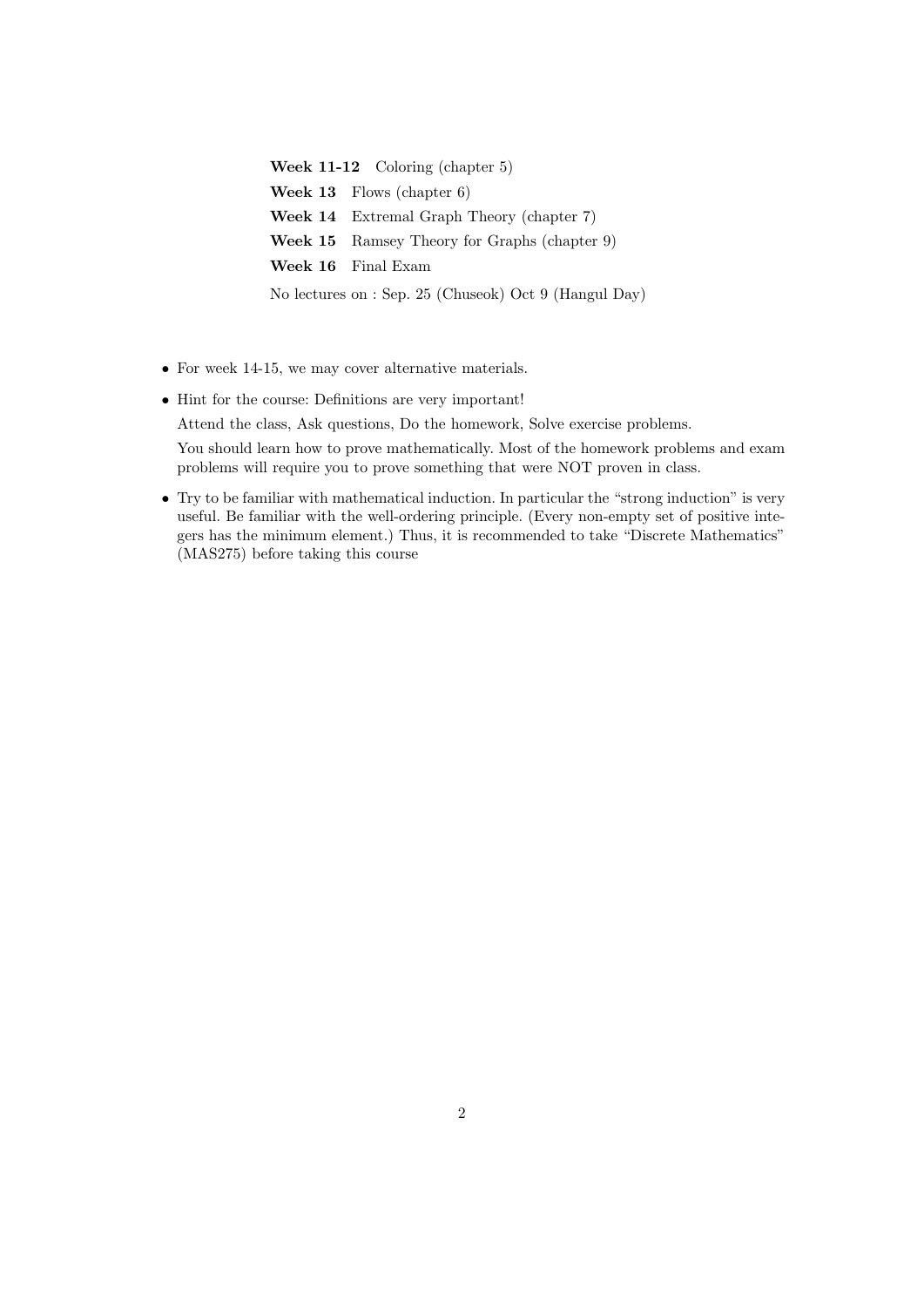**Week 11-12** Coloring (chapter 5)

**Week 13** Flows (chapter 6)

**Week 14** Extremal Graph Theory (chapter 7)

**Week 15** Ramsey Theory for Graphs (chapter 9)

**Week 16** Final Exam

No lectures on : Sep. 25 (Chuseok) Oct 9 (Hangul Day)

- For week 14-15, we may cover alternative materials.
- Hint for the course: Definitions are very important!

  Attend the class, Ask questions, Do the homework, Solve exercise problems.

  You should learn how to prove mathematically. Most of the homework problems and exam problems will require you to prove something that were NOT proven in class.
- Try to be familiar with mathematical induction. In particular the "strong induction" is very useful. Be familiar with the well-ordering principle. (Every non-empty set of positive integers has the minimum element.) Thus, it is recommended to take "Discrete Mathematics" (MAS275) before taking this course